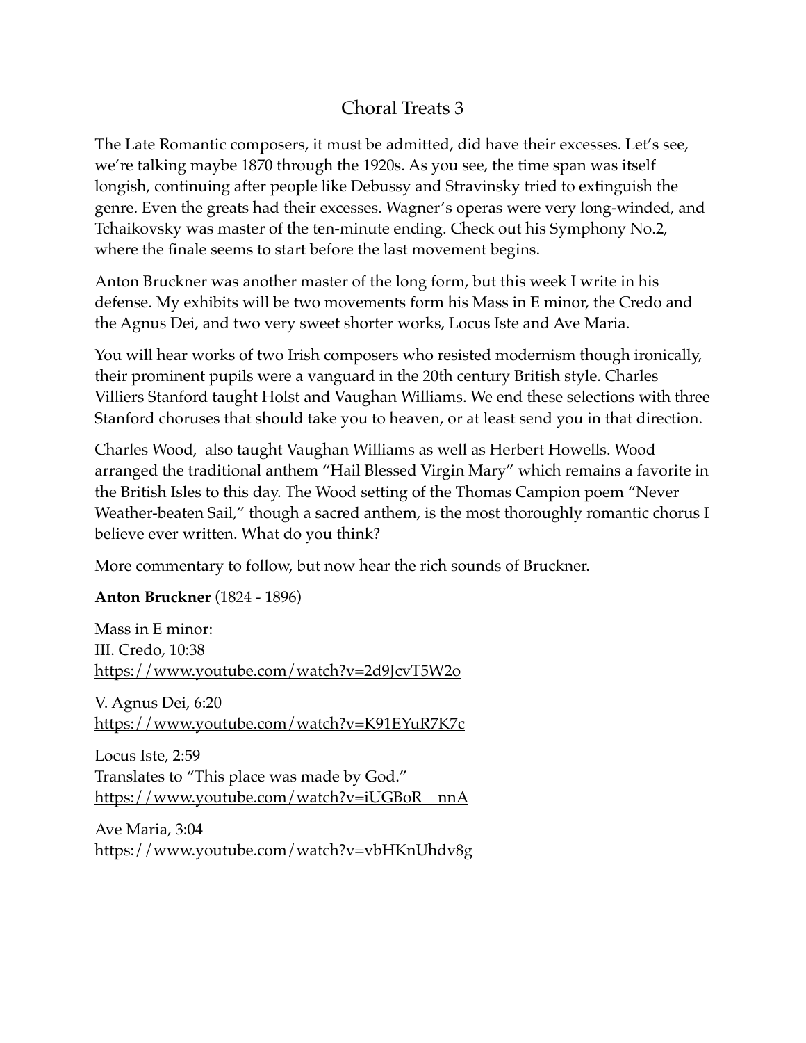# Choral Treats 3

The Late Romantic composers, it must be admitted, did have their excesses. Let's see, we're talking maybe 1870 through the 1920s. As you see, the time span was itself longish, continuing after people like Debussy and Stravinsky tried to extinguish the genre. Even the greats had their excesses. Wagner's operas were very long-winded, and Tchaikovsky was master of the ten-minute ending. Check out his Symphony No.2, where the finale seems to start before the last movement begins.

Anton Bruckner was another master of the long form, but this week I write in his defense. My exhibits will be two movements form his Mass in E minor, the Credo and the Agnus Dei, and two very sweet shorter works, Locus Iste and Ave Maria.

You will hear works of two Irish composers who resisted modernism though ironically, their prominent pupils were a vanguard in the 20th century British style. Charles Villiers Stanford taught Holst and Vaughan Williams. We end these selections with three Stanford choruses that should take you to heaven, or at least send you in that direction.

Charles Wood, also taught Vaughan Williams as well as Herbert Howells. Wood arranged the traditional anthem "Hail Blessed Virgin Mary" which remains a favorite in the British Isles to this day. The Wood setting of the Thomas Campion poem "Never Weather-beaten Sail," though a sacred anthem, is the most thoroughly romantic chorus I believe ever written. What do you think?

More commentary to follow, but now hear the rich sounds of Bruckner.

**Anton Bruckner** (1824 - 1896)

Mass in E minor:
III. Credo, 10:38
https://www.youtube.com/watch?v=2d9JcvT5W2o

V. Agnus Dei, 6:20
https://www.youtube.com/watch?v=K91EYuR7K7c

Locus Iste, 2:59
Translates to "This place was made by God."
https://www.youtube.com/watch?v=iUGBoR__nnA

Ave Maria, 3:04
https://www.youtube.com/watch?v=vbHKnUhdv8g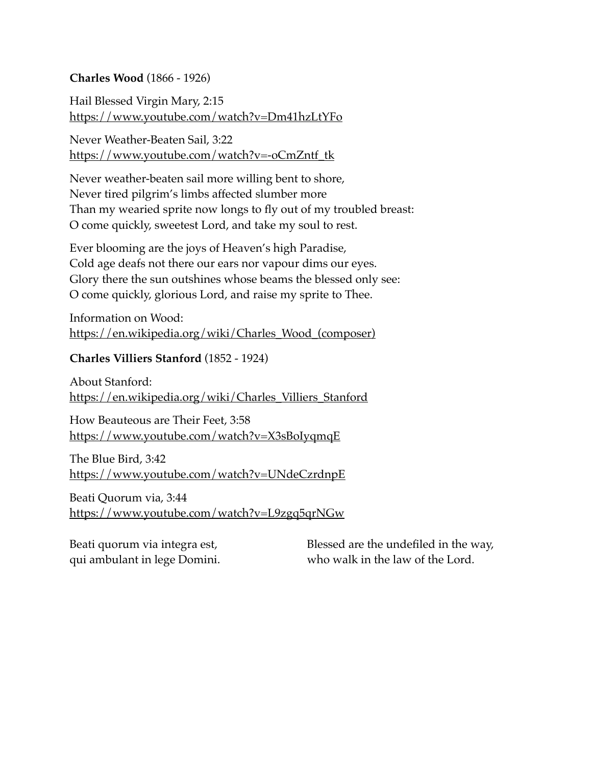**Charles Wood** (1866 - 1926)

Hail Blessed Virgin Mary, 2:15
https://www.youtube.com/watch?v=Dm41hzLtYFo

Never Weather-Beaten Sail, 3:22
https://www.youtube.com/watch?v=-oCmZntf_tk

Never weather-beaten sail more willing bent to shore,
Never tired pilgrim's limbs affected slumber more
Than my wearied sprite now longs to fly out of my troubled breast:
O come quickly, sweetest Lord, and take my soul to rest.

Ever blooming are the joys of Heaven's high Paradise,
Cold age deafs not there our ears nor vapour dims our eyes.
Glory there the sun outshines whose beams the blessed only see:
O come quickly, glorious Lord, and raise my sprite to Thee.

Information on Wood:
https://en.wikipedia.org/wiki/Charles_Wood_(composer)

**Charles Villiers Stanford** (1852 - 1924)

About Stanford:
https://en.wikipedia.org/wiki/Charles_Villiers_Stanford

How Beauteous are Their Feet, 3:58
https://www.youtube.com/watch?v=X3sBoIyqmqE

The Blue Bird, 3:42
https://www.youtube.com/watch?v=UNdeCzrdnpE

Beati Quorum via, 3:44
https://www.youtube.com/watch?v=L9zgq5qrNGw

Beati quorum via integra est,
qui ambulant in lege Domini.

Blessed are the undefiled in the way,
who walk in the law of the Lord.